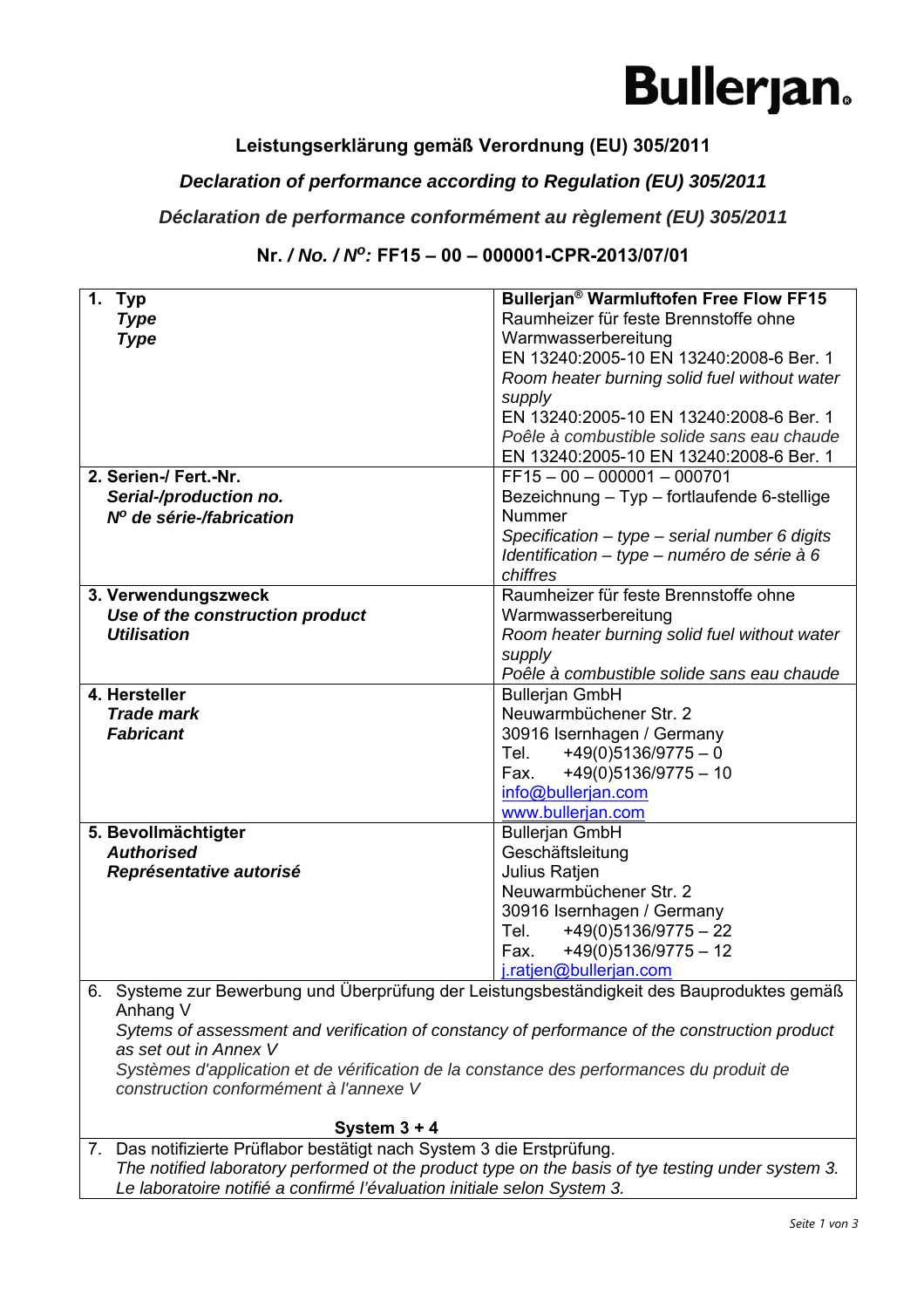Bullerjan.

## Leistungserklärung gemäß Verordnung (EU) 305/2011

## *Declaration of performance according to Regulation (EU) 305/2011*

## *Déclaration de performance conformément au règlement (EU) 305/2011*

### Nr. / *No.* / *N^o^:* FF15 – 00 – 000001-CPR-2013/07/01

| | |
|---|---|
| **1. Typ**<br>***Type***<br>***Type*** | **Bullerjan® Warmluftofen Free Flow FF15**<br>Raumheizer für feste Brennstoffe ohne Warmwasserbereitung<br>EN 13240:2005-10 EN 13240:2008-6 Ber. 1<br>*Room heater burning solid fuel without water supply*<br>EN 13240:2005-10 EN 13240:2008-6 Ber. 1<br>*Poêle à combustible solide sans eau chaude*<br>EN 13240:2005-10 EN 13240:2008-6 Ber. 1 |
| **2. Serien-/ Fert.-Nr.**<br>***Serial-/production no.***<br>***N^o^ de série-/fabrication*** | FF15 – 00 – 000001 – 000701<br>Bezeichnung – Typ – fortlaufende 6-stellige Nummer<br>*Specification – type – serial number 6 digits*<br>*Identification – type – numéro de série à 6 chiffres* |
| **3. Verwendungszweck**<br>***Use of the construction product***<br>***Utilisation*** | Raumheizer für feste Brennstoffe ohne Warmwasserbereitung<br>*Room heater burning solid fuel without water supply*<br>*Poêle à combustible solide sans eau chaude* |
| **4. Hersteller**<br>***Trade mark***<br>***Fabricant*** | Bullerjan GmbH<br>Neuwarmbüchener Str. 2<br>30916 Isernhagen / Germany<br>Tel. +49(0)5136/9775 – 0<br>Fax. +49(0)5136/9775 – 10<br>info@bullerjan.com<br>www.bullerjan.com |
| **5. Bevollmächtigter**<br>***Authorised***<br>***Représentative autorisé*** | Bullerjan GmbH<br>Geschäftsleitung<br>Julius Ratjen<br>Neuwarmbüchener Str. 2<br>30916 Isernhagen / Germany<br>Tel. +49(0)5136/9775 – 22<br>Fax. +49(0)5136/9775 – 12<br>j.ratjen@bullerjan.com |

6. Systeme zur Bewerbung und Überprüfung der Leistungsbeständigkeit des Bauproduktes gemäß Anhang V
*Sytems of assessment and verification of constancy of performance of the construction product as set out in Annex V*
*Systèmes d'application et de vérification de la constance des performances du produit de construction conformément à l'annexe V*

**System 3 + 4**

7. Das notifizierte Prüflabor bestätigt nach System 3 die Erstprüfung.
*The notified laboratory performed ot the product type on the basis of tye testing under system 3.*
*Le laboratoire notifié a confirmé l'évaluation initiale selon System 3.*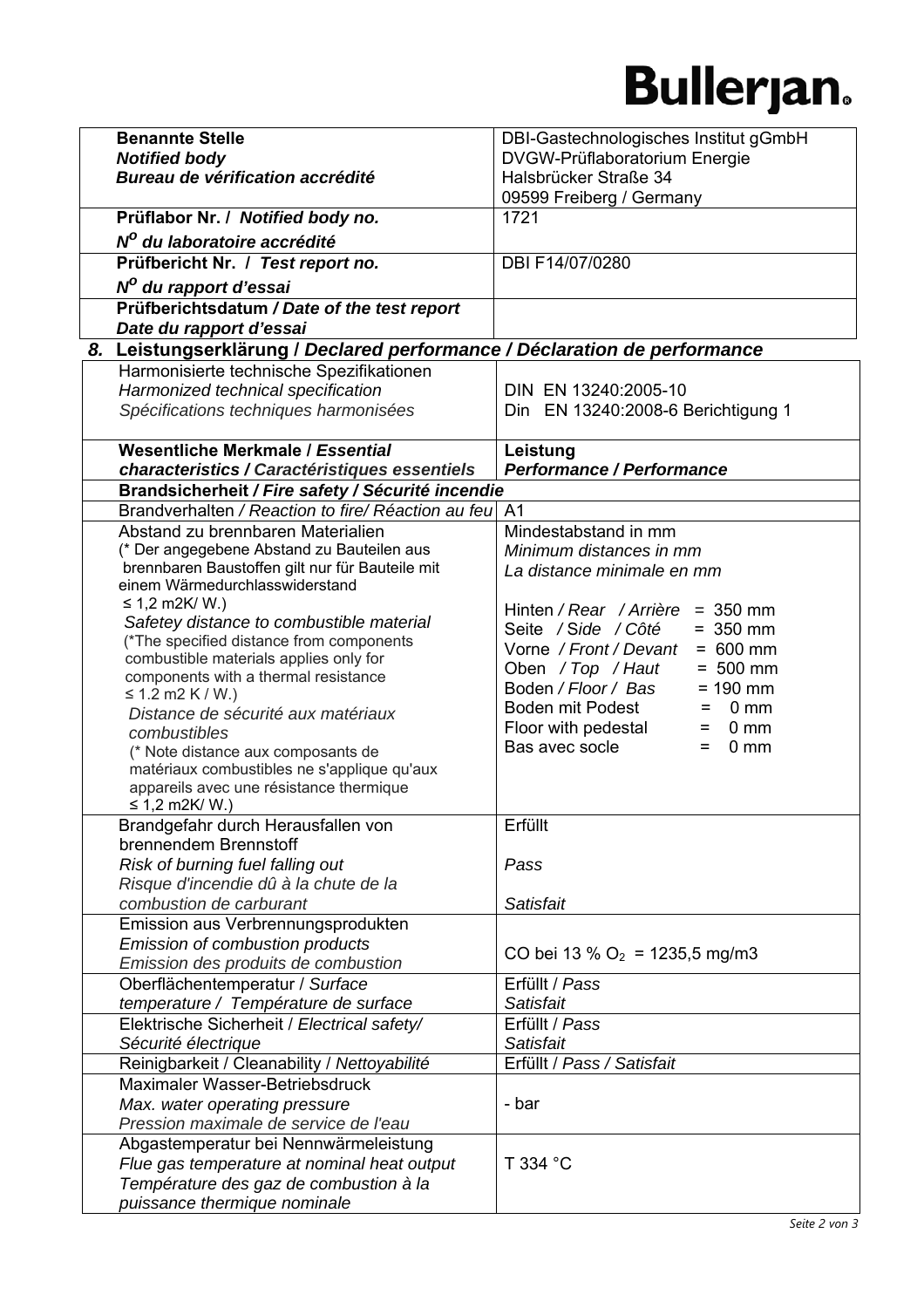# Bullerjan.

| **Benannte Stelle** ***Notified body*** ***Bureau de vérification accrédité*** | DBI-Gastechnologisches Institut gGmbH DVGW-Prüflaboratorium Energie Halsbrücker Straße 34 09599 Freiberg / Germany |
|---|---|
| **Prüflabor Nr. /** ***Notified body no.*** ***N<sup>O</sup> du laboratoire accrédité*** | 1721 |
| **Prüfbericht Nr. /** ***Test report no.*** ***N<sup>O</sup> du rapport d'essai*** | DBI F14/07/0280 |
| **Prüfberichtsdatum /** ***Date of the test report*** ***Date du rapport d'essai*** | |

## 8. Leistungserklärung / *Declared performance / Déclaration de performance*

| Harmonisierte technische Spezifikationen *Harmonized technical specification* *Spécifications techniques harmonisées* | DIN EN 13240:2005-10 Din EN 13240:2008-6 Berichtigung 1 |
|---|---|
| **Wesentliche Merkmale /** ***Essential characteristics / Caractéristiques essentiels*** | **Leistung** ***Performance / Performance*** |
| **Brandsicherheit /** ***Fire safety / Sécurité incendie*** | |
| Brandverhalten */ Reaction to fire/ Réaction au feu* | A1 |
| Abstand zu brennbaren Materialien (* Der angegebene Abstand zu Bauteilen aus brennbaren Baustoffen gilt nur für Bauteile mit einem Wärmedurchlasswiderstand ≤ 1,2 m2K/ W.) *Safetey distance to combustible material* (*The specified distance from components combustible materials applies only for components with a thermal resistance ≤ 1.2 m2 K / W.) *Distance de sécurité aux matériaux combustibles* (* Note distance aux composants de matériaux combustibles ne s'applique qu'aux appareils avec une résistance thermique ≤ 1,2 m2K/ W.) | Mindestabstand in mm *Minimum distances in mm* *La distance minimale en mm* Hinten */ Rear / Arrière* = 350 mm Seite */ Side / Côté* = 350 mm Vorne */ Front / Devant* = 600 mm Oben */ Top / Haut* = 500 mm Boden */ Floor / Bas* = 190 mm Boden mit Podest = 0 mm Floor with pedestal = 0 mm Bas avec socle = 0 mm |
| Brandgefahr durch Herausfallen von brennendem Brennstoff *Risk of burning fuel falling out* *Risque d'incendie dû à la chute de la combustion de carburant* | Erfüllt *Pass* *Satisfait* |
| Emission aus Verbrennungsprodukten *Emission of combustion products* *Emission des produits de combustion* | CO bei 13 % $O_2$ = 1235,5 mg/m3 |
| Oberflächentemperatur / *Surface temperature / Température de surface* | Erfüllt / *Pass* *Satisfait* |
| Elektrische Sicherheit / *Electrical safety/ Sécurité électrique* | Erfüllt / *Pass* *Satisfait* |
| Reinigbarkeit / Cleanability / *Nettoyabilité* | Erfüllt / *Pass / Satisfait* |
| Maximaler Wasser-Betriebsdruck *Max. water operating pressure* *Pression maximale de service de l'eau* | - bar |
| Abgastemperatur bei Nennwärmeleistung *Flue gas temperature at nominal heat output* *Température des gaz de combustion à la puissance thermique nominale* | T 334 °C |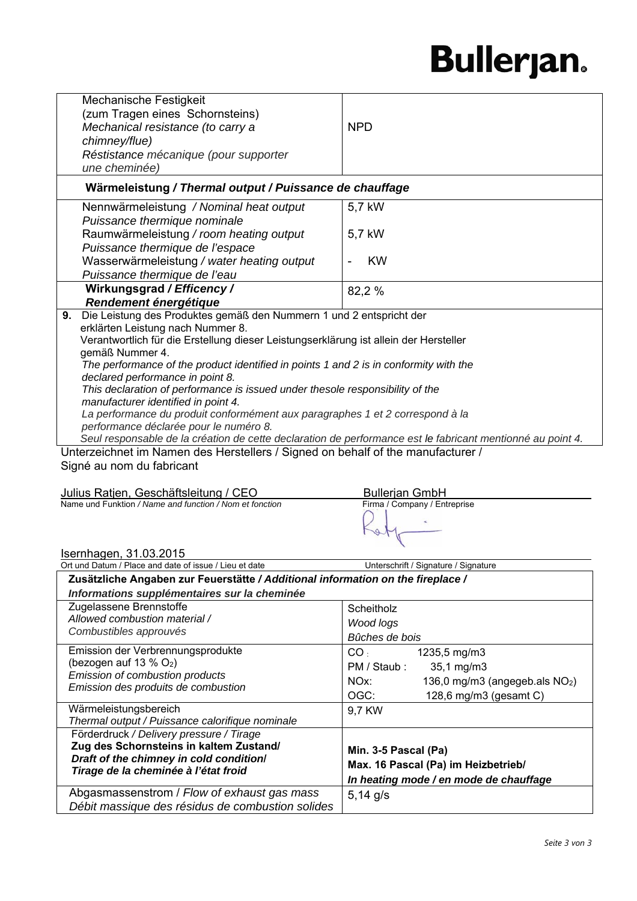| | |
|---|---|
| Mechanische Festigkeit (zum Tragen eines Schornsteins) *Mechanical resistance (to carry a chimney/flue)* *Réstistance mécanique (pour supporter une cheminée)* | NPD |
| **Wärmeleistung / *Thermal output / Puissance de chauffage*** | |
| Nennwärmeleistung */ Nominal heat output* *Puissance thermique nominale* | 5,7 kW |
| Raumwärmeleistung */ room heating output* *Puissance thermique de l'espace* | 5,7 kW |
| Wasserwärmeleistung */ water heating output* *Puissance thermique de l'eau* | - KW |
| **Wirkungsgrad / *Efficency / Rendement énergétique*** | 82,2 % |

**9.** Die Leistung des Produktes gemäß den Nummern 1 und 2 entspricht der erklärten Leistung nach Nummer 8.
Verantwortlich für die Erstellung dieser Leistungserklärung ist allein der Hersteller gemäß Nummer 4.
*The performance of the product identified in points 1 and 2 is in conformity with the declared performance in point 8.*
*This declaration of performance is issued under thesole responsibility of the manufacturer identified in point 4.*
*La performance du produit conformément aux paragraphes 1 et 2 correspond à la performance déclarée pour le numéro 8.*
*Seul responsable de la création de cette declaration de performance est le fabricant mentionné au point 4.*

Unterzeichnet im Namen des Herstellers / Signed on behalf of the manufacturer / Signé au nom du fabricant

Julius Ratjen, Geschäftsleitung / CEO — Bullerjan GmbH
Name und Funktion */ Name and function / Nom et fonction* — Firma / Company / Entreprise

Isernhagen, 31.03.2015
Ort und Datum / Place and date of issue / Lieu et date — Unterschrift / Signature / Signature

| **Zusätzliche Angaben zur Feuerstätte / *Additional information on the fireplace / Informations supplémentaires sur la cheminée*** | |
|---|---|
| Zugelassene Brennstoffe *Allowed combustion material / Combustibles approuvés* | Scheitholz *Wood logs* *Bûches de bois* |
| Emission der Verbrennungsprodukte (bezogen auf 13 % $O_2$) *Emission of combustion products* *Emission des produits de combustion* | CO : 1235,5 mg/m3<br>PM / Staub : 35,1 mg/m3<br>NOx: 136,0 mg/m3 (angegeb.als $NO_2$)<br>OGC: 128,6 mg/m3 (gesamt C) |
| Wärmeleistungsbereich *Thermal output / Puissance calorifique nominale* | 9,7 KW |
| Förderdruck */ Delivery pressure / Tirage* **Zug des Schornsteins in kaltem Zustand/ *Draft of the chimney in cold condition/ Tirage de la cheminée à l'état froid*** | **Min. 3-5 Pascal (Pa)** **Max. 16 Pascal (Pa) im Heizbetrieb/ *In heating mode / en mode de chauffage*** |
| Abgasmassenstrom / *Flow of exhaust gas mass* *Débit massique des résidus de combustion solides* | 5,14 g/s |